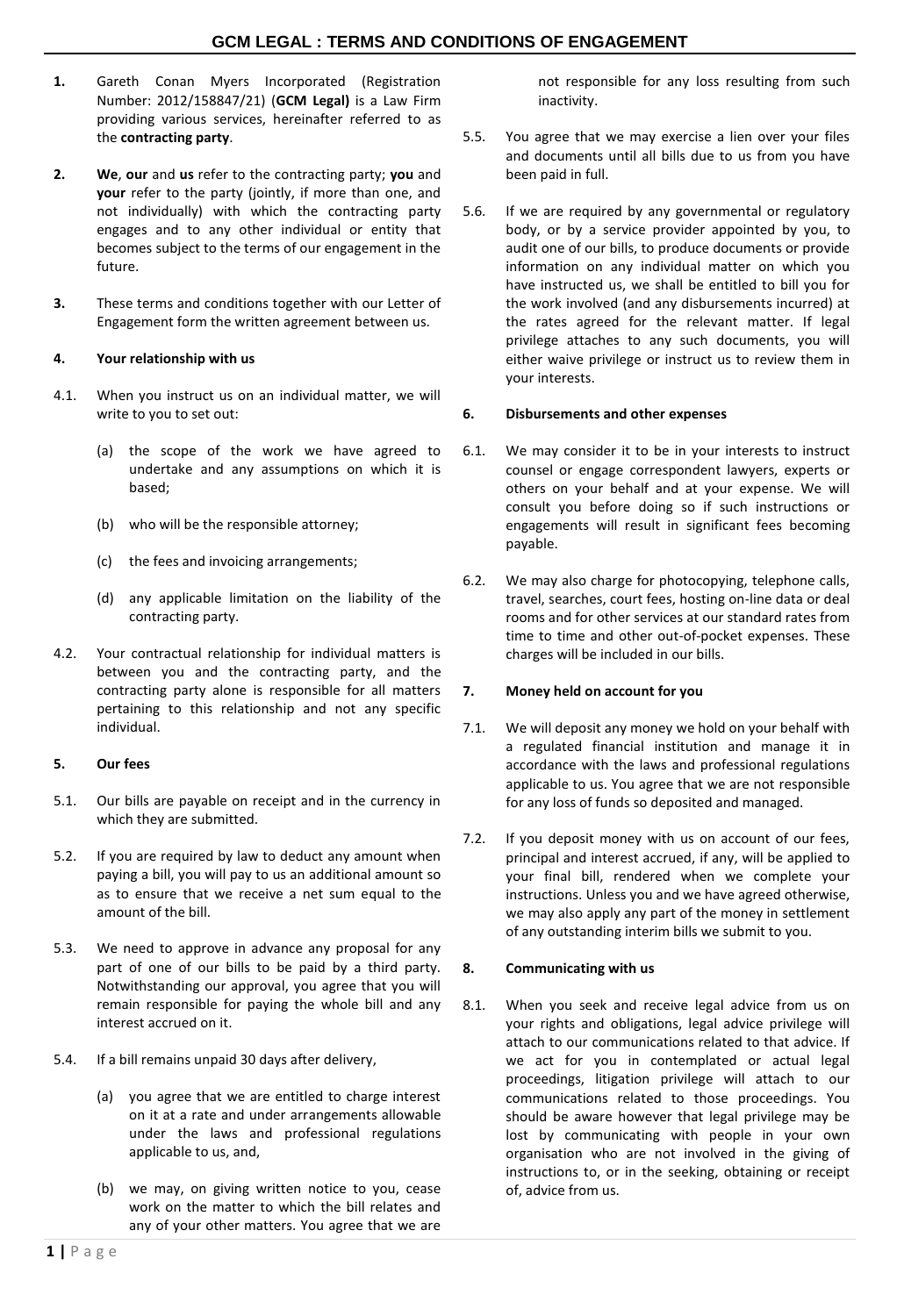# GCM LEGAL : TERMS AND CONDITIONS OF ENGAGEMENT

**1.** Gareth Conan Myers Incorporated (Registration Number: 2012/158847/21) (**GCM Legal**) is a Law Firm providing various services, hereinafter referred to as the **contracting party**.

**2.** **We**, **our** and **us** refer to the contracting party; **you** and **your** refer to the party (jointly, if more than one, and not individually) with which the contracting party engages and to any other individual or entity that becomes subject to the terms of our engagement in the future.

**3.** These terms and conditions together with our Letter of Engagement form the written agreement between us.

**4. Your relationship with us**

4.1. When you instruct us on an individual matter, we will write to you to set out:

(a) the scope of the work we have agreed to undertake and any assumptions on which it is based;

(b) who will be the responsible attorney;

(c) the fees and invoicing arrangements;

(d) any applicable limitation on the liability of the contracting party.

4.2. Your contractual relationship for individual matters is between you and the contracting party, and the contracting party alone is responsible for all matters pertaining to this relationship and not any specific individual.

**5. Our fees**

5.1. Our bills are payable on receipt and in the currency in which they are submitted.

5.2. If you are required by law to deduct any amount when paying a bill, you will pay to us an additional amount so as to ensure that we receive a net sum equal to the amount of the bill.

5.3. We need to approve in advance any proposal for any part of one of our bills to be paid by a third party. Notwithstanding our approval, you agree that you will remain responsible for paying the whole bill and any interest accrued on it.

5.4. If a bill remains unpaid 30 days after delivery,

(a) you agree that we are entitled to charge interest on it at a rate and under arrangements allowable under the laws and professional regulations applicable to us, and,

(b) we may, on giving written notice to you, cease work on the matter to which the bill relates and any of your other matters. You agree that we are not responsible for any loss resulting from such inactivity.

5.5. You agree that we may exercise a lien over your files and documents until all bills due to us from you have been paid in full.

5.6. If we are required by any governmental or regulatory body, or by a service provider appointed by you, to audit one of our bills, to produce documents or provide information on any individual matter on which you have instructed us, we shall be entitled to bill you for the work involved (and any disbursements incurred) at the rates agreed for the relevant matter. If legal privilege attaches to any such documents, you will either waive privilege or instruct us to review them in your interests.

**6. Disbursements and other expenses**

6.1. We may consider it to be in your interests to instruct counsel or engage correspondent lawyers, experts or others on your behalf and at your expense. We will consult you before doing so if such instructions or engagements will result in significant fees becoming payable.

6.2. We may also charge for photocopying, telephone calls, travel, searches, court fees, hosting on-line data or deal rooms and for other services at our standard rates from time to time and other out-of-pocket expenses. These charges will be included in our bills.

**7. Money held on account for you**

7.1. We will deposit any money we hold on your behalf with a regulated financial institution and manage it in accordance with the laws and professional regulations applicable to us. You agree that we are not responsible for any loss of funds so deposited and managed.

7.2. If you deposit money with us on account of our fees, principal and interest accrued, if any, will be applied to your final bill, rendered when we complete your instructions. Unless you and we have agreed otherwise, we may also apply any part of the money in settlement of any outstanding interim bills we submit to you.

**8. Communicating with us**

8.1. When you seek and receive legal advice from us on your rights and obligations, legal advice privilege will attach to our communications related to that advice. If we act for you in contemplated or actual legal proceedings, litigation privilege will attach to our communications related to those proceedings. You should be aware however that legal privilege may be lost by communicating with people in your own organisation who are not involved in the giving of instructions to, or in the seeking, obtaining or receipt of, advice from us.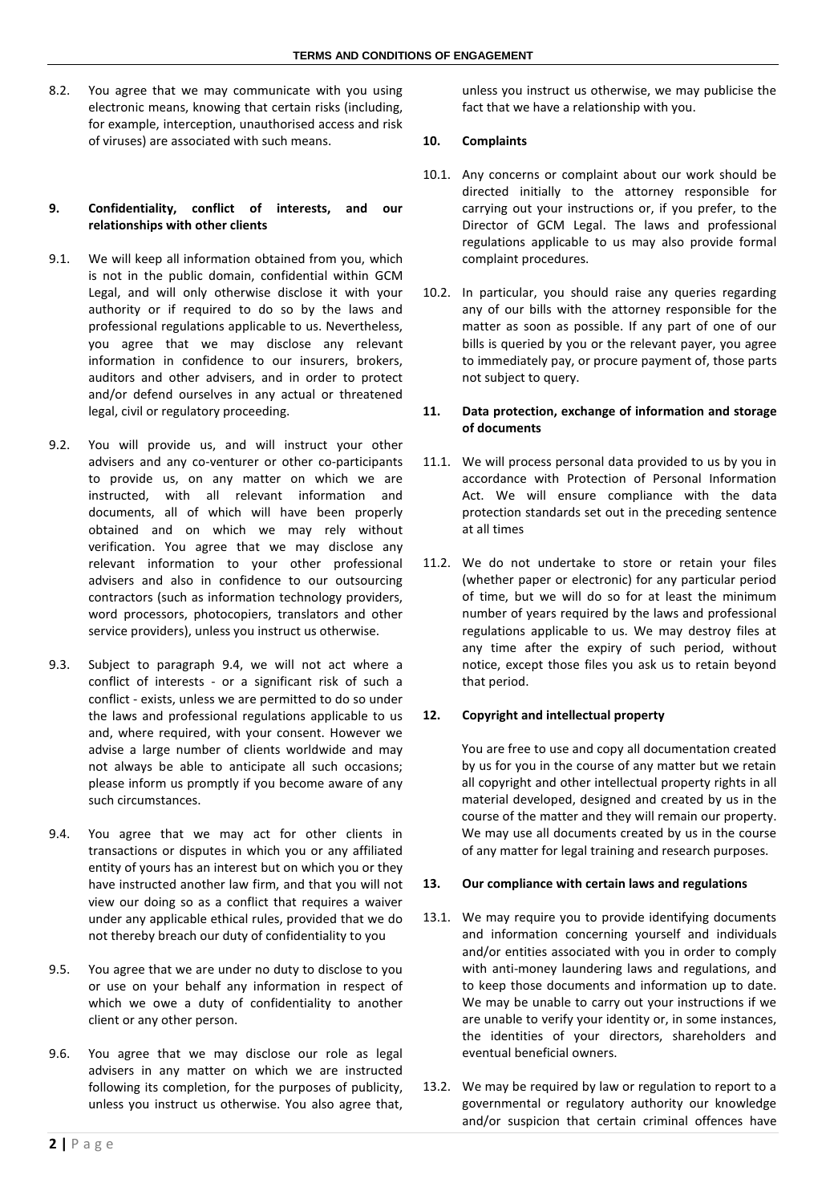8.2. You agree that we may communicate with you using electronic means, knowing that certain risks (including, for example, interception, unauthorised access and risk of viruses) are associated with such means.

**9. Confidentiality, conflict of interests, and our relationships with other clients**

9.1. We will keep all information obtained from you, which is not in the public domain, confidential within GCM Legal, and will only otherwise disclose it with your authority or if required to do so by the laws and professional regulations applicable to us. Nevertheless, you agree that we may disclose any relevant information in confidence to our insurers, brokers, auditors and other advisers, and in order to protect and/or defend ourselves in any actual or threatened legal, civil or regulatory proceeding.

9.2. You will provide us, and will instruct your other advisers and any co-venturer or other co-participants to provide us, on any matter on which we are instructed, with all relevant information and documents, all of which will have been properly obtained and on which we may rely without verification. You agree that we may disclose any relevant information to your other professional advisers and also in confidence to our outsourcing contractors (such as information technology providers, word processors, photocopiers, translators and other service providers), unless you instruct us otherwise.

9.3. Subject to paragraph 9.4, we will not act where a conflict of interests - or a significant risk of such a conflict - exists, unless we are permitted to do so under the laws and professional regulations applicable to us and, where required, with your consent. However we advise a large number of clients worldwide and may not always be able to anticipate all such occasions; please inform us promptly if you become aware of any such circumstances.

9.4. You agree that we may act for other clients in transactions or disputes in which you or any affiliated entity of yours has an interest but on which you or they have instructed another law firm, and that you will not view our doing so as a conflict that requires a waiver under any applicable ethical rules, provided that we do not thereby breach our duty of confidentiality to you

9.5. You agree that we are under no duty to disclose to you or use on your behalf any information in respect of which we owe a duty of confidentiality to another client or any other person.

9.6. You agree that we may disclose our role as legal advisers in any matter on which we are instructed following its completion, for the purposes of publicity, unless you instruct us otherwise. You also agree that, unless you instruct us otherwise, we may publicise the fact that we have a relationship with you.

**10. Complaints**

10.1. Any concerns or complaint about our work should be directed initially to the attorney responsible for carrying out your instructions or, if you prefer, to the Director of GCM Legal. The laws and professional regulations applicable to us may also provide formal complaint procedures.

10.2. In particular, you should raise any queries regarding any of our bills with the attorney responsible for the matter as soon as possible. If any part of one of our bills is queried by you or the relevant payer, you agree to immediately pay, or procure payment of, those parts not subject to query.

**11. Data protection, exchange of information and storage of documents**

11.1. We will process personal data provided to us by you in accordance with Protection of Personal Information Act. We will ensure compliance with the data protection standards set out in the preceding sentence at all times

11.2. We do not undertake to store or retain your files (whether paper or electronic) for any particular period of time, but we will do so for at least the minimum number of years required by the laws and professional regulations applicable to us. We may destroy files at any time after the expiry of such period, without notice, except those files you ask us to retain beyond that period.

**12. Copyright and intellectual property**

You are free to use and copy all documentation created by us for you in the course of any matter but we retain all copyright and other intellectual property rights in all material developed, designed and created by us in the course of the matter and they will remain our property. We may use all documents created by us in the course of any matter for legal training and research purposes.

**13. Our compliance with certain laws and regulations**

13.1. We may require you to provide identifying documents and information concerning yourself and individuals and/or entities associated with you in order to comply with anti-money laundering laws and regulations, and to keep those documents and information up to date. We may be unable to carry out your instructions if we are unable to verify your identity or, in some instances, the identities of your directors, shareholders and eventual beneficial owners.

13.2. We may be required by law or regulation to report to a governmental or regulatory authority our knowledge and/or suspicion that certain criminal offences have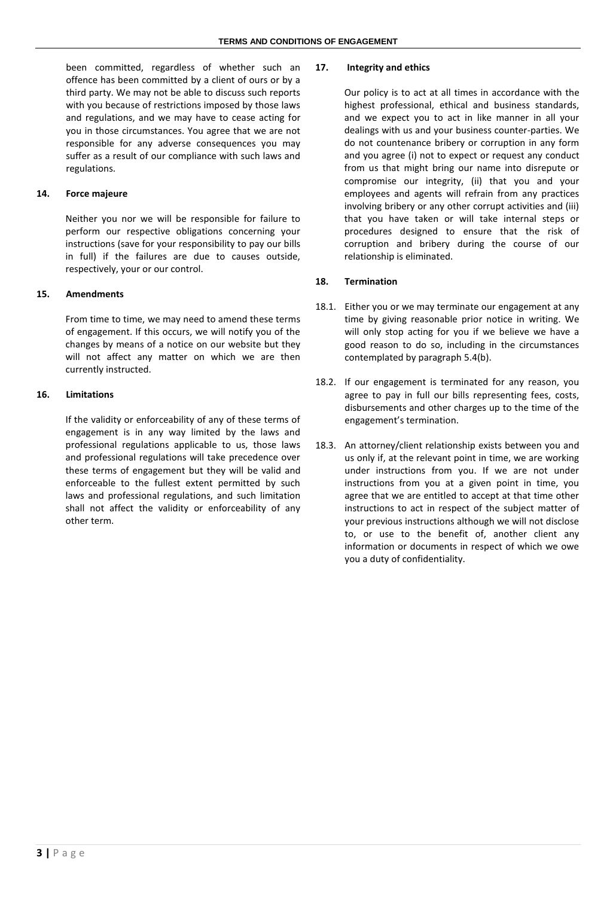been committed, regardless of whether such an offence has been committed by a client of ours or by a third party. We may not be able to discuss such reports with you because of restrictions imposed by those laws and regulations, and we may have to cease acting for you in those circumstances. You agree that we are not responsible for any adverse consequences you may suffer as a result of our compliance with such laws and regulations.

**14. Force majeure**

Neither you nor we will be responsible for failure to perform our respective obligations concerning your instructions (save for your responsibility to pay our bills in full) if the failures are due to causes outside, respectively, your or our control.

**15. Amendments**

From time to time, we may need to amend these terms of engagement. If this occurs, we will notify you of the changes by means of a notice on our website but they will not affect any matter on which we are then currently instructed.

**16. Limitations**

If the validity or enforceability of any of these terms of engagement is in any way limited by the laws and professional regulations applicable to us, those laws and professional regulations will take precedence over these terms of engagement but they will be valid and enforceable to the fullest extent permitted by such laws and professional regulations, and such limitation shall not affect the validity or enforceability of any other term.

**17. Integrity and ethics**

Our policy is to act at all times in accordance with the highest professional, ethical and business standards, and we expect you to act in like manner in all your dealings with us and your business counter-parties. We do not countenance bribery or corruption in any form and you agree (i) not to expect or request any conduct from us that might bring our name into disrepute or compromise our integrity, (ii) that you and your employees and agents will refrain from any practices involving bribery or any other corrupt activities and (iii) that you have taken or will take internal steps or procedures designed to ensure that the risk of corruption and bribery during the course of our relationship is eliminated.

**18. Termination**

18.1. Either you or we may terminate our engagement at any time by giving reasonable prior notice in writing. We will only stop acting for you if we believe we have a good reason to do so, including in the circumstances contemplated by paragraph 5.4(b).

18.2. If our engagement is terminated for any reason, you agree to pay in full our bills representing fees, costs, disbursements and other charges up to the time of the engagement's termination.

18.3. An attorney/client relationship exists between you and us only if, at the relevant point in time, we are working under instructions from you. If we are not under instructions from you at a given point in time, you agree that we are entitled to accept at that time other instructions to act in respect of the subject matter of your previous instructions although we will not disclose to, or use to the benefit of, another client any information or documents in respect of which we owe you a duty of confidentiality.